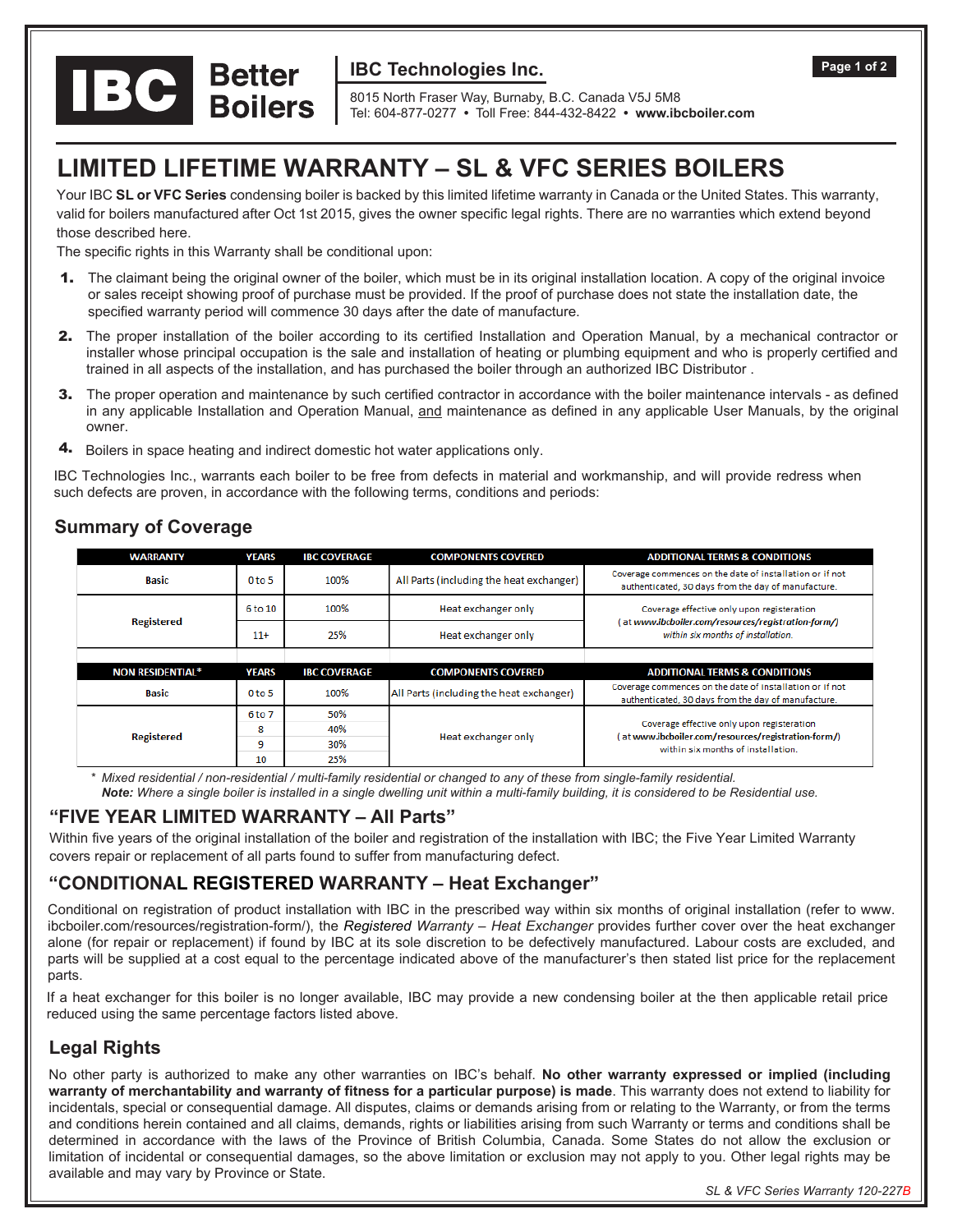IBC Better Boilers

**IBC Technologies Inc.**

8015 North Fraser Way, Burnaby, B.C. Canada V5J 5M8
Tel: 604-877-0277 • Toll Free: 844-432-8422 • **www.ibcboiler.com**

# LIMITED LIFETIME WARRANTY – SL & VFC SERIES BOILERS

Your IBC **SL or VFC Series** condensing boiler is backed by this limited lifetime warranty in Canada or the United States. This warranty, valid for boilers manufactured after Oct 1st 2015, gives the owner specific legal rights. There are no warranties which extend beyond those described here.

The specific rights in this Warranty shall be conditional upon:

1. The claimant being the original owner of the boiler, which must be in its original installation location. A copy of the original invoice or sales receipt showing proof of purchase must be provided. If the proof of purchase does not state the installation date, the specified warranty period will commence 30 days after the date of manufacture.
2. The proper installation of the boiler according to its certified Installation and Operation Manual, by a mechanical contractor or installer whose principal occupation is the sale and installation of heating or plumbing equipment and who is properly certified and trained in all aspects of the installation, and has purchased the boiler through an authorized IBC Distributor .
3. The proper operation and maintenance by such certified contractor in accordance with the boiler maintenance intervals - as defined in any applicable Installation and Operation Manual, and maintenance as defined in any applicable User Manuals, by the original owner.
4. Boilers in space heating and indirect domestic hot water applications only.

IBC Technologies Inc., warrants each boiler to be free from defects in material and workmanship, and will provide redress when such defects are proven, in accordance with the following terms, conditions and periods:

## Summary of Coverage

| WARRANTY | YEARS | IBC COVERAGE | COMPONENTS COVERED | ADDITIONAL TERMS & CONDITIONS |
|---|---|---|---|---|
| Basic | 0 to 5 | 100% | All Parts (including the heat exchanger) | Coverage commences on the date of installation or if not authenticated, 30 days from the day of manufacture. |
| Registered | 6 to 10 | 100% | Heat exchanger only | Coverage effective only upon registeration ( at *www.ibcboiler.com/resources/registration-form/*) *within six months of installation.* |
| | 11+ | 25% | Heat exchanger only | |

| NON RESIDENTIAL* | YEARS | IBC COVERAGE | COMPONENTS COVERED | ADDITIONAL TERMS & CONDITIONS |
|---|---|---|---|---|
| Basic | 0 to 5 | 100% | All Parts (including the heat exchanger) | Coverage commences on the date of installation or if not authenticated, 30 days from the day of manufacture. |
| Registered | 6 to 7 | 50% | Heat exchanger only | Coverage effective only upon registeration ( at www.ibcboiler.com/resources/registration-form/) within six months of installation. |
| | 8 | 40% | | |
| | 9 | 30% | | |
| | 10 | 25% | | |

\* *Mixed residential / non-residential / multi-family residential or changed to any of these from single-family residential.*
***Note:*** *Where a single boiler is installed in a single dwelling unit within a multi-family building, it is considered to be Residential use.*

## "FIVE YEAR LIMITED WARRANTY – All Parts"

Within five years of the original installation of the boiler and registration of the installation with IBC; the Five Year Limited Warranty covers repair or replacement of all parts found to suffer from manufacturing defect.

## "CONDITIONAL REGISTERED WARRANTY – Heat Exchanger"

Conditional on registration of product installation with IBC in the prescribed way within six months of original installation (refer to www.ibcboiler.com/resources/registration-form/), the *Registered Warranty – Heat Exchanger* provides further cover over the heat exchanger alone (for repair or replacement) if found by IBC at its sole discretion to be defectively manufactured. Labour costs are excluded, and parts will be supplied at a cost equal to the percentage indicated above of the manufacturer's then stated list price for the replacement parts.

If a heat exchanger for this boiler is no longer available, IBC may provide a new condensing boiler at the then applicable retail price reduced using the same percentage factors listed above.

## Legal Rights

No other party is authorized to make any other warranties on IBC's behalf. **No other warranty expressed or implied (including warranty of merchantability and warranty of fitness for a particular purpose) is made**. This warranty does not extend to liability for incidentals, special or consequential damage. All disputes, claims or demands arising from or relating to the Warranty, or from the terms and conditions herein contained and all claims, demands, rights or liabilities arising from such Warranty or terms and conditions shall be determined in accordance with the laws of the Province of British Columbia, Canada. Some States do not allow the exclusion or limitation of incidental or consequential damages, so the above limitation or exclusion may not apply to you. Other legal rights may be available and may vary by Province or State.

*SL & VFC Series Warranty 120-227B*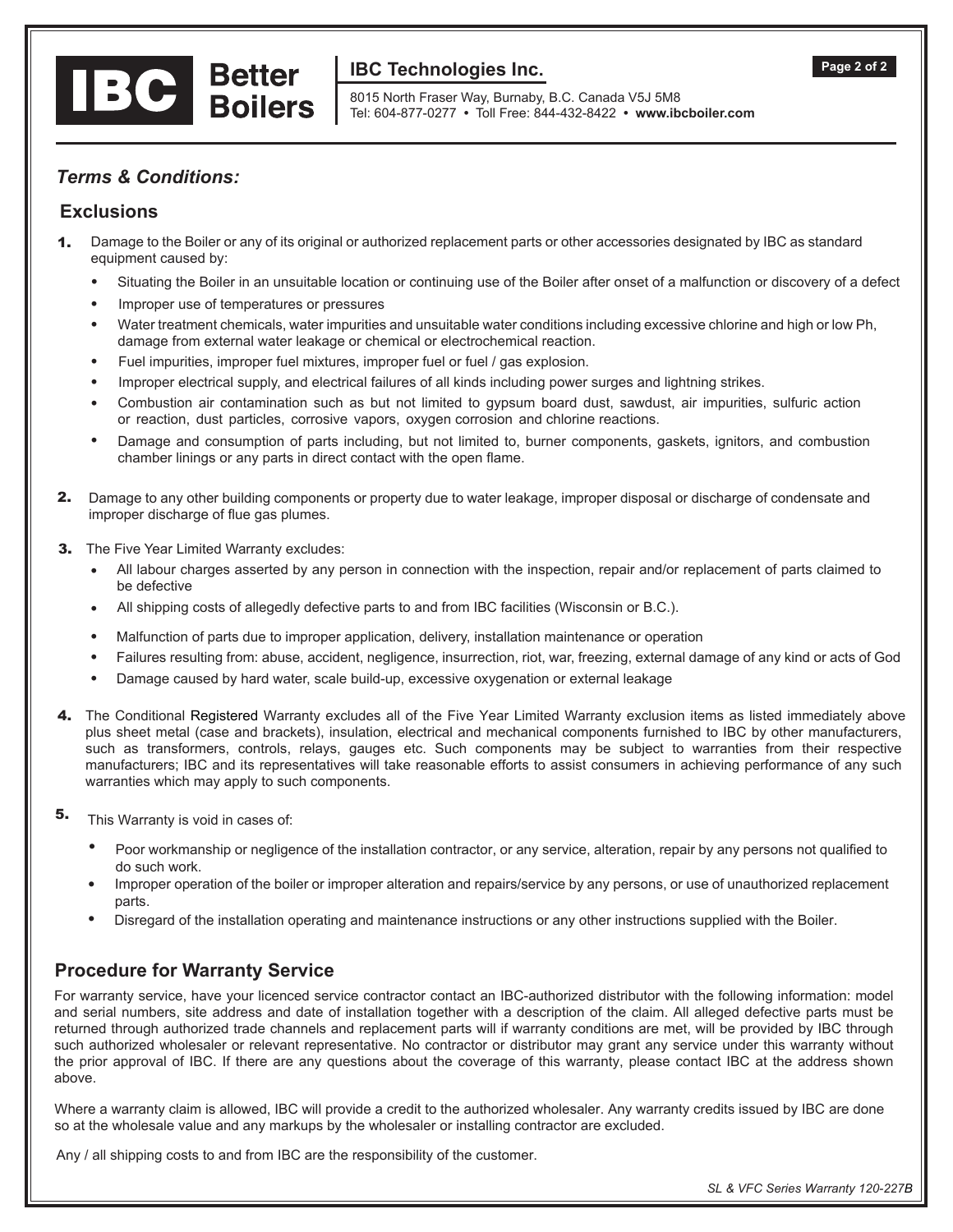# IBC Better Boilers

## IBC Technologies Inc.

8015 North Fraser Way, Burnaby, B.C. Canada V5J 5M8
Tel: 604-877-0277 • Toll Free: 844-432-8422 • **www.ibcboiler.com**

### *Terms & Conditions:*

## Exclusions

1. Damage to the Boiler or any of its original or authorized replacement parts or other accessories designated by IBC as standard equipment caused by:
   - Situating the Boiler in an unsuitable location or continuing use of the Boiler after onset of a malfunction or discovery of a defect
   - Improper use of temperatures or pressures
   - Water treatment chemicals, water impurities and unsuitable water conditions including excessive chlorine and high or low Ph, damage from external water leakage or chemical or electrochemical reaction.
   - Fuel impurities, improper fuel mixtures, improper fuel or fuel / gas explosion.
   - Improper electrical supply, and electrical failures of all kinds including power surges and lightning strikes.
   - Combustion air contamination such as but not limited to gypsum board dust, sawdust, air impurities, sulfuric action or reaction, dust particles, corrosive vapors, oxygen corrosion and chlorine reactions.
   - Damage and consumption of parts including, but not limited to, burner components, gaskets, ignitors, and combustion chamber linings or any parts in direct contact with the open flame.
2. Damage to any other building components or property due to water leakage, improper disposal or discharge of condensate and improper discharge of flue gas plumes.
3. The Five Year Limited Warranty excludes:
   - All labour charges asserted by any person in connection with the inspection, repair and/or replacement of parts claimed to be defective
   - All shipping costs of allegedly defective parts to and from IBC facilities (Wisconsin or B.C.).
   - Malfunction of parts due to improper application, delivery, installation maintenance or operation
   - Failures resulting from: abuse, accident, negligence, insurrection, riot, war, freezing, external damage of any kind or acts of God
   - Damage caused by hard water, scale build-up, excessive oxygenation or external leakage
4. The Conditional Registered Warranty excludes all of the Five Year Limited Warranty exclusion items as listed immediately above plus sheet metal (case and brackets), insulation, electrical and mechanical components furnished to IBC by other manufacturers, such as transformers, controls, relays, gauges etc. Such components may be subject to warranties from their respective manufacturers; IBC and its representatives will take reasonable efforts to assist consumers in achieving performance of any such warranties which may apply to such components.
5. This Warranty is void in cases of:
   - Poor workmanship or negligence of the installation contractor, or any service, alteration, repair by any persons not qualified to do such work.
   - Improper operation of the boiler or improper alteration and repairs/service by any persons, or use of unauthorized replacement parts.
   - Disregard of the installation operating and maintenance instructions or any other instructions supplied with the Boiler.

## Procedure for Warranty Service

For warranty service, have your licenced service contractor contact an IBC-authorized distributor with the following information: model and serial numbers, site address and date of installation together with a description of the claim. All alleged defective parts must be returned through authorized trade channels and replacement parts will if warranty conditions are met, will be provided by IBC through such authorized wholesaler or relevant representative. No contractor or distributor may grant any service under this warranty without the prior approval of IBC. If there are any questions about the coverage of this warranty, please contact IBC at the address shown above.

Where a warranty claim is allowed, IBC will provide a credit to the authorized wholesaler. Any warranty credits issued by IBC are done so at the wholesale value and any markups by the wholesaler or installing contractor are excluded.

Any / all shipping costs to and from IBC are the responsibility of the customer.

*SL & VFC Series Warranty 120-227B*